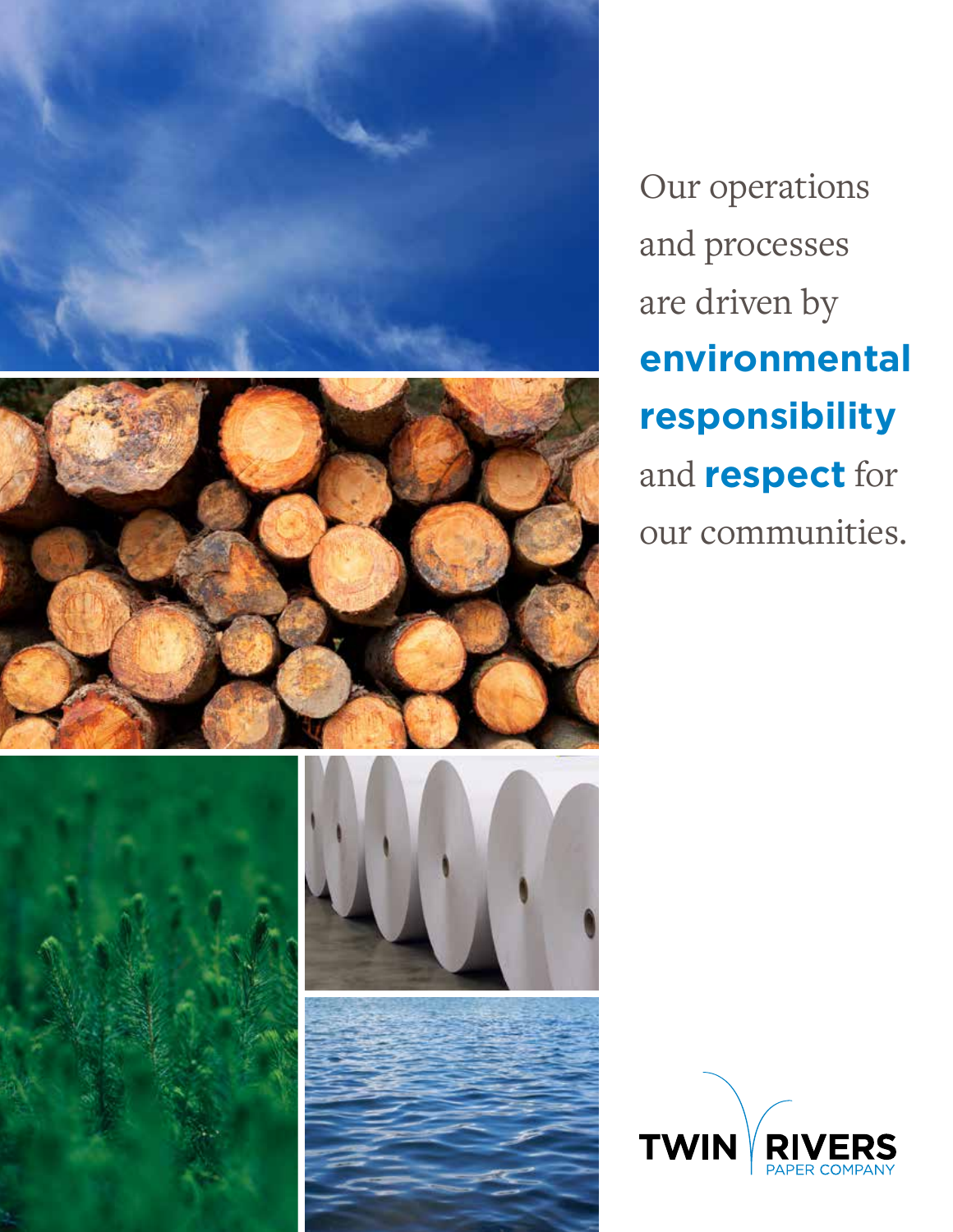Our operations and processes are driven by **environmental responsibility** and **respect** for our communities.

TWIN RIVERS
PAPER COMPANY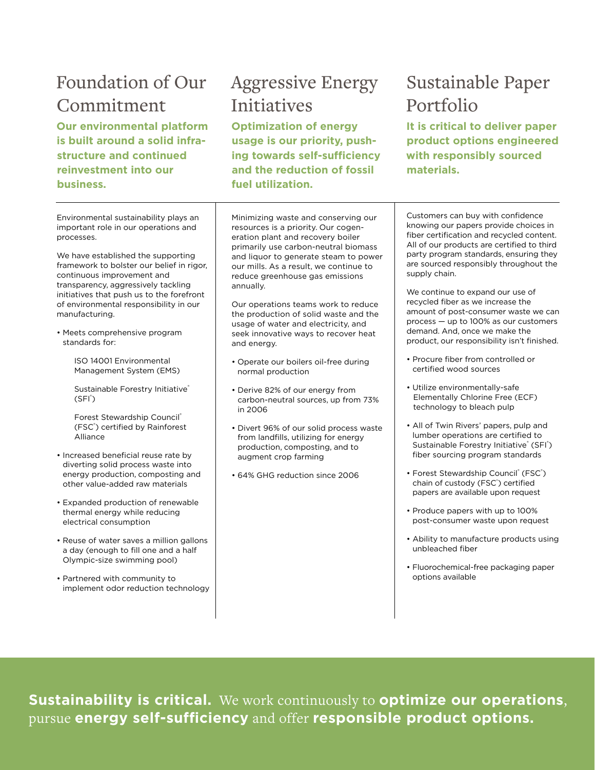## Foundation of Our Commitment

**Our environmental platform is built around a solid infrastructure and continued reinvestment into our business.**

Environmental sustainability plays an important role in our operations and processes.

We have established the supporting framework to bolster our belief in rigor, continuous improvement and transparency, aggressively tackling initiatives that push us to the forefront of environmental responsibility in our manufacturing.

- Meets comprehensive program standards for:

  ISO 14001 Environmental Management System (EMS)

  Sustainable Forestry Initiative® (SFI®)

  Forest Stewardship Council® (FSC®) certified by Rainforest Alliance

- Increased beneficial reuse rate by diverting solid process waste into energy production, composting and other value-added raw materials
- Expanded production of renewable thermal energy while reducing electrical consumption
- Reuse of water saves a million gallons a day (enough to fill one and a half Olympic-size swimming pool)
- Partnered with community to implement odor reduction technology

## Aggressive Energy Initiatives

**Optimization of energy usage is our priority, pushing towards self-sufficiency and the reduction of fossil fuel utilization.**

Minimizing waste and conserving our resources is a priority. Our cogeneration plant and recovery boiler primarily use carbon-neutral biomass and liquor to generate steam to power our mills. As a result, we continue to reduce greenhouse gas emissions annually.

Our operations teams work to reduce the production of solid waste and the usage of water and electricity, and seek innovative ways to recover heat and energy.

- Operate our boilers oil-free during normal production
- Derive 82% of our energy from carbon-neutral sources, up from 73% in 2006
- Divert 96% of our solid process waste from landfills, utilizing for energy production, composting, and to augment crop farming
- 64% GHG reduction since 2006

## Sustainable Paper Portfolio

**It is critical to deliver paper product options engineered with responsibly sourced materials.**

Customers can buy with confidence knowing our papers provide choices in fiber certification and recycled content. All of our products are certified to third party program standards, ensuring they are sourced responsibly throughout the supply chain.

We continue to expand our use of recycled fiber as we increase the amount of post-consumer waste we can process — up to 100% as our customers demand. And, once we make the product, our responsibility isn't finished.

- Procure fiber from controlled or certified wood sources
- Utilize environmentally-safe Elementally Chlorine Free (ECF) technology to bleach pulp
- All of Twin Rivers' papers, pulp and lumber operations are certified to Sustainable Forestry Initiative® (SFI®) fiber sourcing program standards
- Forest Stewardship Council® (FSC®) chain of custody (FSC®) certified papers are available upon request
- Produce papers with up to 100% post-consumer waste upon request
- Ability to manufacture products using unbleached fiber
- Fluorochemical-free packaging paper options available

**Sustainability is critical.** We work continuously to **optimize our operations**, pursue **energy self-sufficiency** and offer **responsible product options.**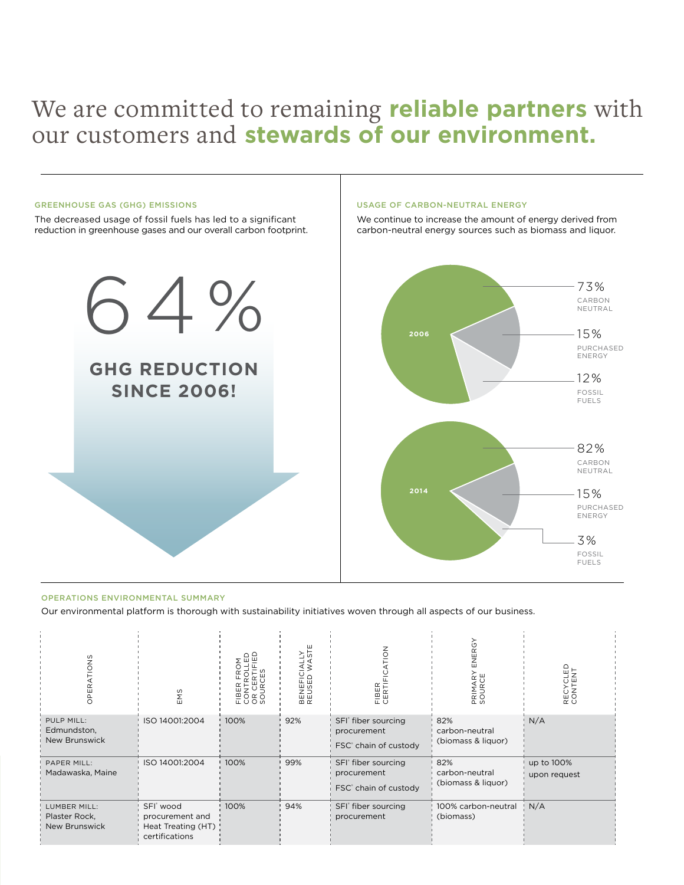# We are committed to remaining **reliable partners** with our customers and **stewards of our environment.**

## GREENHOUSE GAS (GHG) EMISSIONS

The decreased usage of fossil fuels has led to a significant reduction in greenhouse gases and our overall carbon footprint.

64%

**GHG REDUCTION SINCE 2006!**

## USAGE OF CARBON-NEUTRAL ENERGY

We continue to increase the amount of energy derived from carbon-neutral energy sources such as biomass and liquor.

**2006**

- 73% CARBON NEUTRAL
- 15% PURCHASED ENERGY
- 12% FOSSIL FUELS

**2014**

- 82% CARBON NEUTRAL
- 15% PURCHASED ENERGY
- 3% FOSSIL FUELS

## OPERATIONS ENVIRONMENTAL SUMMARY

Our environmental platform is thorough with sustainability initiatives woven through all aspects of our business.

| OPERATIONS | EMS | FIBER FROM CONTROLLED OR CERTIFIED SOURCES | BENEFICIALLY REUSED WASTE | FIBER CERTIFICATION | PRIMARY ENERGY SOURCE | RECYCLED CONTENT |
|---|---|---|---|---|---|---|
| PULP MILL: Edmundston, New Brunswick | ISO 14001:2004 | 100% | 92% | SFI® fiber sourcing procurement<br>FSC® chain of custody | 82% carbon-neutral (biomass & liquor) | N/A |
| PAPER MILL: Madawaska, Maine | ISO 14001:2004 | 100% | 99% | SFI® fiber sourcing procurement<br>FSC® chain of custody | 82% carbon-neutral (biomass & liquor) | up to 100% upon request |
| LUMBER MILL: Plaster Rock, New Brunswick | SFI® wood procurement and Heat Treating (HT) certifications | 100% | 94% | SFI® fiber sourcing procurement | 100% carbon-neutral (biomass) | N/A |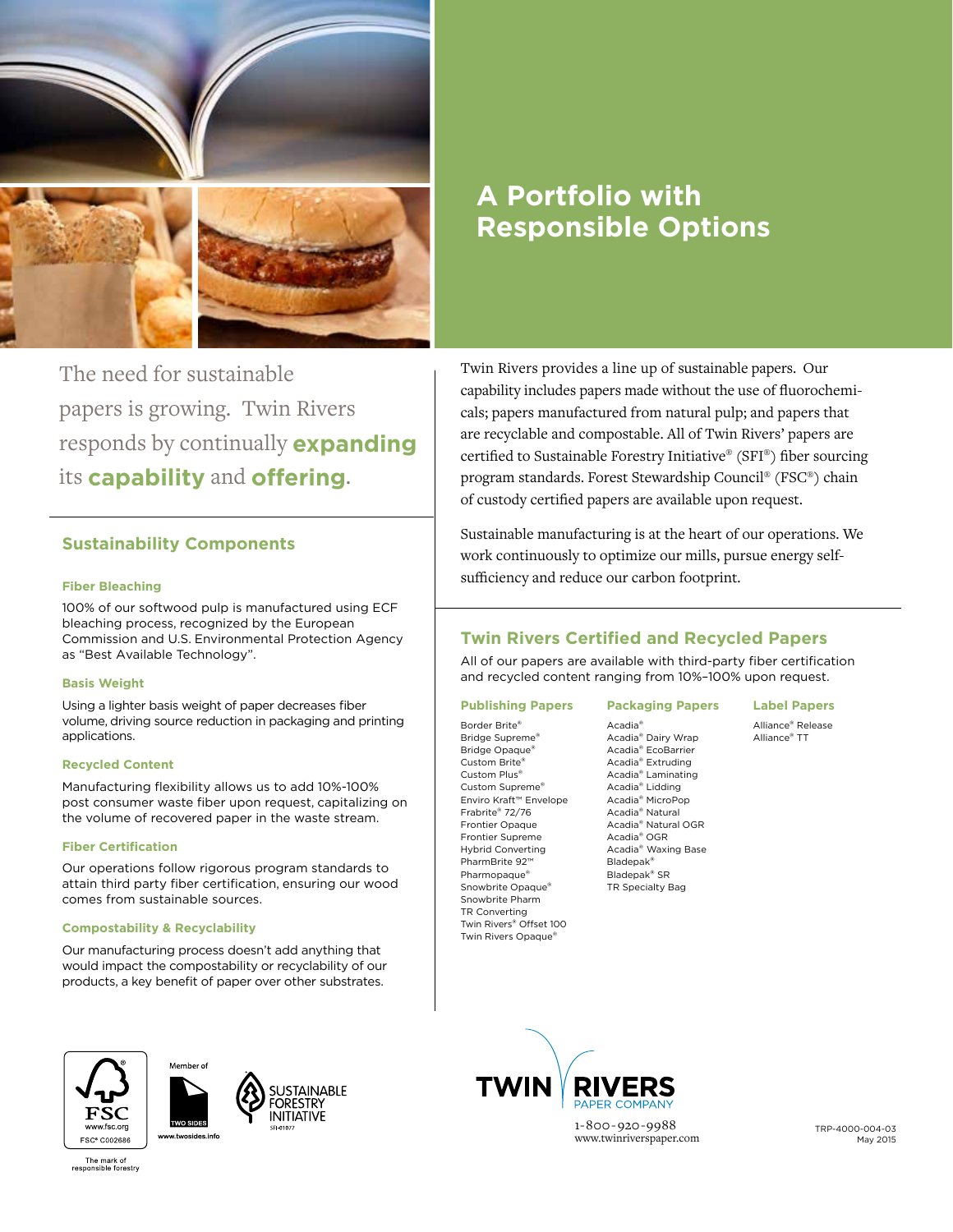# A Portfolio with Responsible Options

The need for sustainable papers is growing. Twin Rivers responds by continually **expanding** its **capability** and **offering**.

Twin Rivers provides a line up of sustainable papers. Our capability includes papers made without the use of fluorochemicals; papers manufactured from natural pulp; and papers that are recyclable and compostable. All of Twin Rivers' papers are certified to Sustainable Forestry Initiative® (SFI®) fiber sourcing program standards. Forest Stewardship Council® (FSC®) chain of custody certified papers are available upon request.

Sustainable manufacturing is at the heart of our operations. We work continuously to optimize our mills, pursue energy self-sufficiency and reduce our carbon footprint.

## Sustainability Components

### Fiber Bleaching

100% of our softwood pulp is manufactured using ECF bleaching process, recognized by the European Commission and U.S. Environmental Protection Agency as "Best Available Technology".

### Basis Weight

Using a lighter basis weight of paper decreases fiber volume, driving source reduction in packaging and printing applications.

### Recycled Content

Manufacturing flexibility allows us to add 10%-100% post consumer waste fiber upon request, capitalizing on the volume of recovered paper in the waste stream.

### Fiber Certification

Our operations follow rigorous program standards to attain third party fiber certification, ensuring our wood comes from sustainable sources.

### Compostability & Recyclability

Our manufacturing process doesn't add anything that would impact the compostability or recyclability of our products, a key benefit of paper over other substrates.

## Twin Rivers Certified and Recycled Papers

All of our papers are available with third-party fiber certification and recycled content ranging from 10%–100% upon request.

### Publishing Papers

- Border Brite®
- Bridge Supreme®
- Bridge Opaque®
- Custom Brite®
- Custom Plus®
- Custom Supreme®
- Enviro Kraft™ Envelope
- Frabrite® 72/76
- Frontier Opaque
- Frontier Supreme
- Hybrid Converting
- PharmBrite 92™
- Pharmopaque®
- Snowbrite Opaque®
- Snowbrite Pharm
- TR Converting
- Twin Rivers® Offset 100
- Twin Rivers Opaque®

### Packaging Papers

- Acadia®
- Acadia® Dairy Wrap
- Acadia® EcoBarrier
- Acadia® Extruding
- Acadia® Laminating
- Acadia® Lidding
- Acadia® MicroPop
- Acadia® Natural
- Acadia® Natural OGR
- Acadia® OGR
- Acadia® Waxing Base
- Bladepak®
- Bladepak® SR
- TR Specialty Bag

### Label Papers

- Alliance® Release
- Alliance® TT

FSC® www.fsc.org FSC® C002686
The mark of responsible forestry

Member of TWO SIDES www.twosides.info

SUSTAINABLE FORESTRY INITIATIVE SFI-01077

TWIN RIVERS PAPER COMPANY
1-800-920-9988
www.twinriverspaper.com

TRP-4000-004-03
May 2015